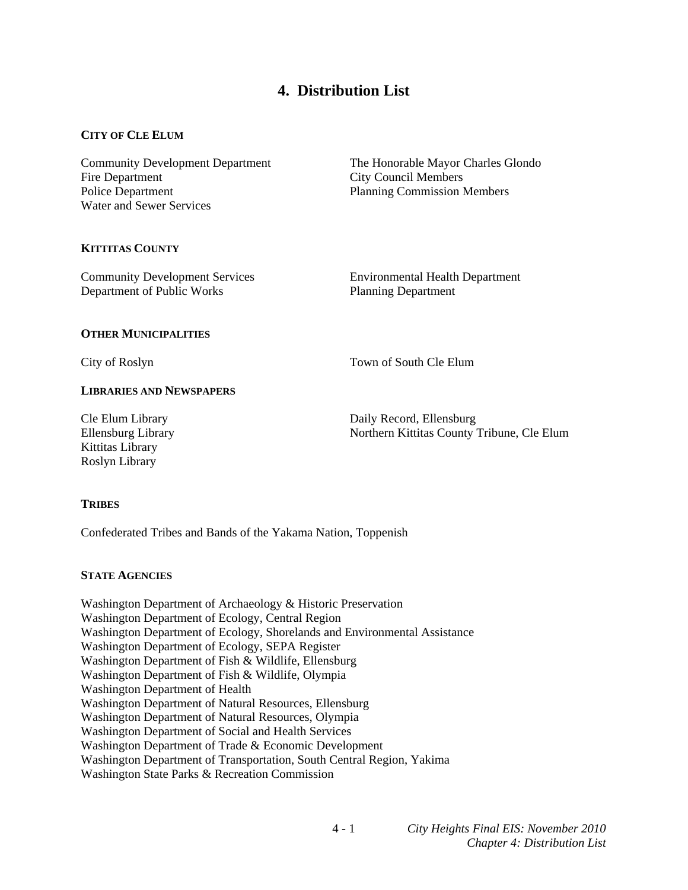# 4. Distribution List

**CITY OF CLE ELUM**

Community Development Department
Fire Department
Police Department
Water and Sewer Services
The Honorable Mayor Charles Glondo
City Council Members
Planning Commission Members

**KITTITAS COUNTY**

Community Development Services
Department of Public Works
Environmental Health Department
Planning Department

**OTHER MUNICIPALITIES**

City of Roslyn
Town of South Cle Elum

**LIBRARIES AND NEWSPAPERS**

Cle Elum Library
Ellensburg Library
Kittitas Library
Roslyn Library
Daily Record, Ellensburg
Northern Kittitas County Tribune, Cle Elum

**TRIBES**

Confederated Tribes and Bands of the Yakama Nation, Toppenish

**STATE AGENCIES**

Washington Department of Archaeology & Historic Preservation
Washington Department of Ecology, Central Region
Washington Department of Ecology, Shorelands and Environmental Assistance
Washington Department of Ecology, SEPA Register
Washington Department of Fish & Wildlife, Ellensburg
Washington Department of Fish & Wildlife, Olympia
Washington Department of Health
Washington Department of Natural Resources, Ellensburg
Washington Department of Natural Resources, Olympia
Washington Department of Social and Health Services
Washington Department of Trade & Economic Development
Washington Department of Transportation, South Central Region, Yakima
Washington State Parks & Recreation Commission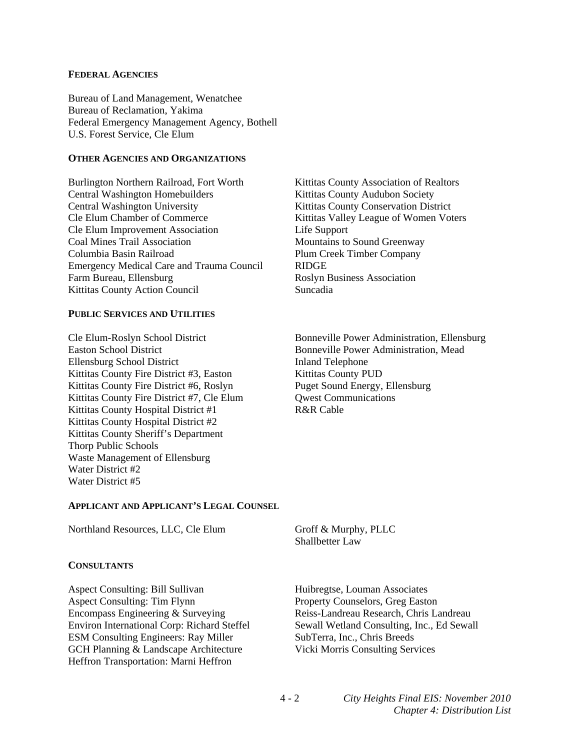#### FEDERAL AGENCIES

Bureau of Land Management, Wenatchee
Bureau of Reclamation, Yakima
Federal Emergency Management Agency, Bothell
U.S. Forest Service, Cle Elum

#### OTHER AGENCIES AND ORGANIZATIONS

Burlington Northern Railroad, Fort Worth
Central Washington Homebuilders
Central Washington University
Cle Elum Chamber of Commerce
Cle Elum Improvement Association
Coal Mines Trail Association
Columbia Basin Railroad
Emergency Medical Care and Trauma Council
Farm Bureau, Ellensburg
Kittitas County Action Council
Kittitas County Association of Realtors
Kittitas County Audubon Society
Kittitas County Conservation District
Kittitas Valley League of Women Voters
Life Support
Mountains to Sound Greenway
Plum Creek Timber Company
RIDGE
Roslyn Business Association
Suncadia

#### PUBLIC SERVICES AND UTILITIES

Cle Elum-Roslyn School District
Easton School District
Ellensburg School District
Kittitas County Fire District #3, Easton
Kittitas County Fire District #6, Roslyn
Kittitas County Fire District #7, Cle Elum
Kittitas County Hospital District #1
Kittitas County Hospital District #2
Kittitas County Sheriff's Department
Thorp Public Schools
Waste Management of Ellensburg
Water District #2
Water District #5
Bonneville Power Administration, Ellensburg
Bonneville Power Administration, Mead
Inland Telephone
Kittitas County PUD
Puget Sound Energy, Ellensburg
Qwest Communications
R&R Cable

#### APPLICANT AND APPLICANT'S LEGAL COUNSEL

Northland Resources, LLC, Cle Elum
Groff & Murphy, PLLC
Shallbetter Law

#### CONSULTANTS

Aspect Consulting: Bill Sullivan
Aspect Consulting: Tim Flynn
Encompass Engineering & Surveying
Environ International Corp: Richard Steffel
ESM Consulting Engineers: Ray Miller
GCH Planning & Landscape Architecture
Heffron Transportation: Marni Heffron
Huibregtse, Louman Associates
Property Counselors, Greg Easton
Reiss-Landreau Research, Chris Landreau
Sewall Wetland Consulting, Inc., Ed Sewall
SubTerra, Inc., Chris Breeds
Vicki Morris Consulting Services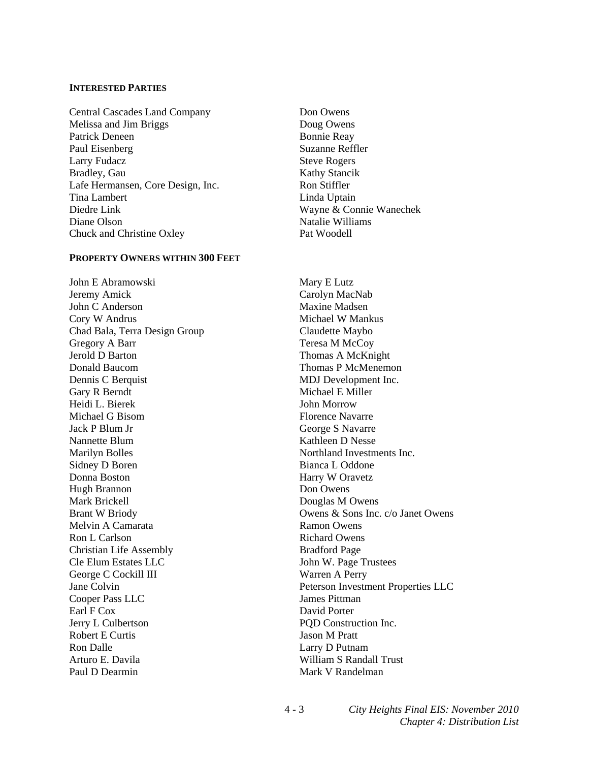**INTERESTED PARTIES**

Central Cascades Land Company
Melissa and Jim Briggs
Patrick Deneen
Paul Eisenberg
Larry Fudacz
Bradley, Gau
Lafe Hermansen, Core Design, Inc.
Tina Lambert
Diedre Link
Diane Olson
Chuck and Christine Oxley
Don Owens
Doug Owens
Bonnie Reay
Suzanne Reffler
Steve Rogers
Kathy Stancik
Ron Stiffler
Linda Uptain
Wayne & Connie Wanechek
Natalie Williams
Pat Woodell

**PROPERTY OWNERS WITHIN 300 FEET**

John E Abramowski
Jeremy Amick
John C Anderson
Cory W Andrus
Chad Bala, Terra Design Group
Gregory A Barr
Jerold D Barton
Donald Baucom
Dennis C Berquist
Gary R Berndt
Heidi L. Bierek
Michael G Bisom
Jack P Blum Jr
Nannette Blum
Marilyn Bolles
Sidney D Boren
Donna Boston
Hugh Brannon
Mark Brickell
Brant W Briody
Melvin A Camarata
Ron L Carlson
Christian Life Assembly
Cle Elum Estates LLC
George C Cockill III
Jane Colvin
Cooper Pass LLC
Earl F Cox
Jerry L Culbertson
Robert E Curtis
Ron Dalle
Arturo E. Davila
Paul D Dearmin
Mary E Lutz
Carolyn MacNab
Maxine Madsen
Michael W Mankus
Claudette Maybo
Teresa M McCoy
Thomas A McKnight
Thomas P McMenemon
MDJ Development Inc.
Michael E Miller
John Morrow
Florence Navarre
George S Navarre
Kathleen D Nesse
Northland Investments Inc.
Bianca L Oddone
Harry W Oravetz
Don Owens
Douglas M Owens
Owens & Sons Inc. c/o Janet Owens
Ramon Owens
Richard Owens
Bradford Page
John W. Page Trustees
Warren A Perry
Peterson Investment Properties LLC
James Pittman
David Porter
PQD Construction Inc.
Jason M Pratt
Larry D Putnam
William S Randall Trust
Mark V Randelman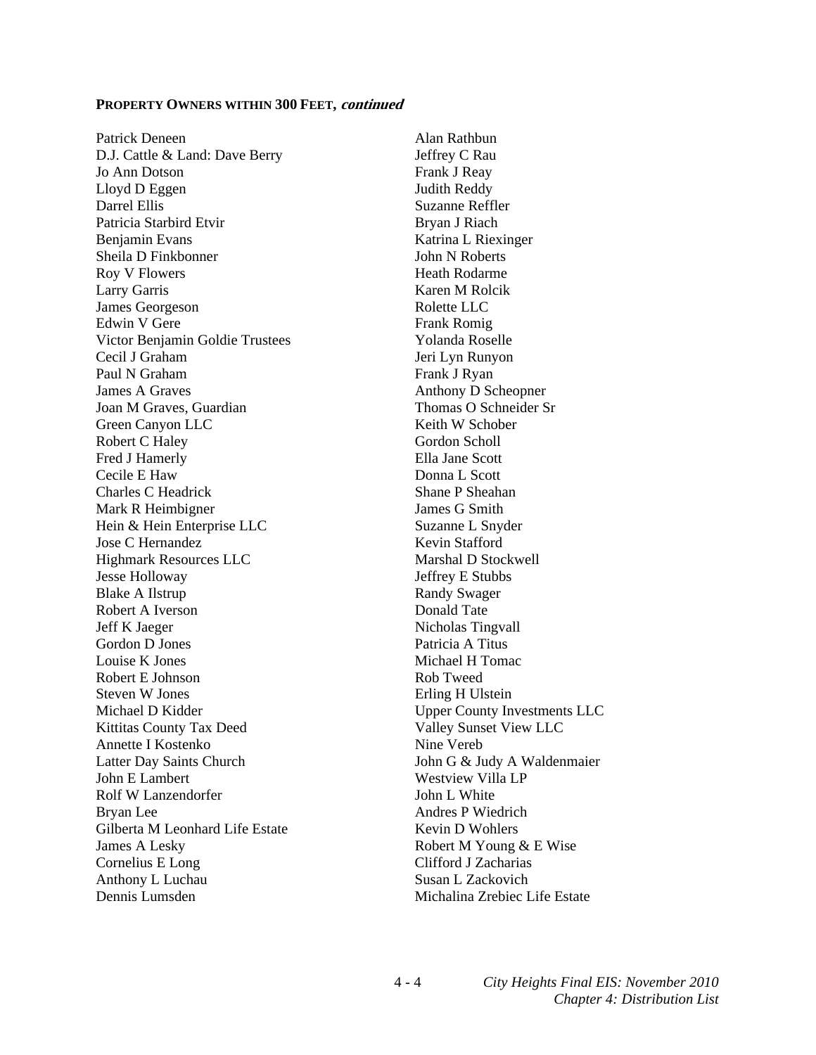**PROPERTY OWNERS WITHIN 300 FEET,** ***continued***

Patrick Deneen
D.J. Cattle & Land: Dave Berry
Jo Ann Dotson
Lloyd D Eggen
Darrel Ellis
Patricia Starbird Etvir
Benjamin Evans
Sheila D Finkbonner
Roy V Flowers
Larry Garris
James Georgeson
Edwin V Gere
Victor Benjamin Goldie Trustees
Cecil J Graham
Paul N Graham
James A Graves
Joan M Graves, Guardian
Green Canyon LLC
Robert C Haley
Fred J Hamerly
Cecile E Haw
Charles C Headrick
Mark R Heimbigner
Hein & Hein Enterprise LLC
Jose C Hernandez
Highmark Resources LLC
Jesse Holloway
Blake A Ilstrup
Robert A Iverson
Jeff K Jaeger
Gordon D Jones
Louise K Jones
Robert E Johnson
Steven W Jones
Michael D Kidder
Kittitas County Tax Deed
Annette I Kostenko
Latter Day Saints Church
John E Lambert
Rolf W Lanzendorfer
Bryan Lee
Gilberta M Leonhard Life Estate
James A Lesky
Cornelius E Long
Anthony L Luchau
Dennis Lumsden
Alan Rathbun
Jeffrey C Rau
Frank J Reay
Judith Reddy
Suzanne Reffler
Bryan J Riach
Katrina L Riexinger
John N Roberts
Heath Rodarme
Karen M Rolcik
Rolette LLC
Frank Romig
Yolanda Roselle
Jeri Lyn Runyon
Frank J Ryan
Anthony D Scheopner
Thomas O Schneider Sr
Keith W Schober
Gordon Scholl
Ella Jane Scott
Donna L Scott
Shane P Sheahan
James G Smith
Suzanne L Snyder
Kevin Stafford
Marshal D Stockwell
Jeffrey E Stubbs
Randy Swager
Donald Tate
Nicholas Tingvall
Patricia A Titus
Michael H Tomac
Rob Tweed
Erling H Ulstein
Upper County Investments LLC
Valley Sunset View LLC
Nine Vereb
John G & Judy A Waldenmaier
Westview Villa LP
John L White
Andres P Wiedrich
Kevin D Wohlers
Robert M Young & E Wise
Clifford J Zacharias
Susan L Zackovich
Michalina Zrebiec Life Estate